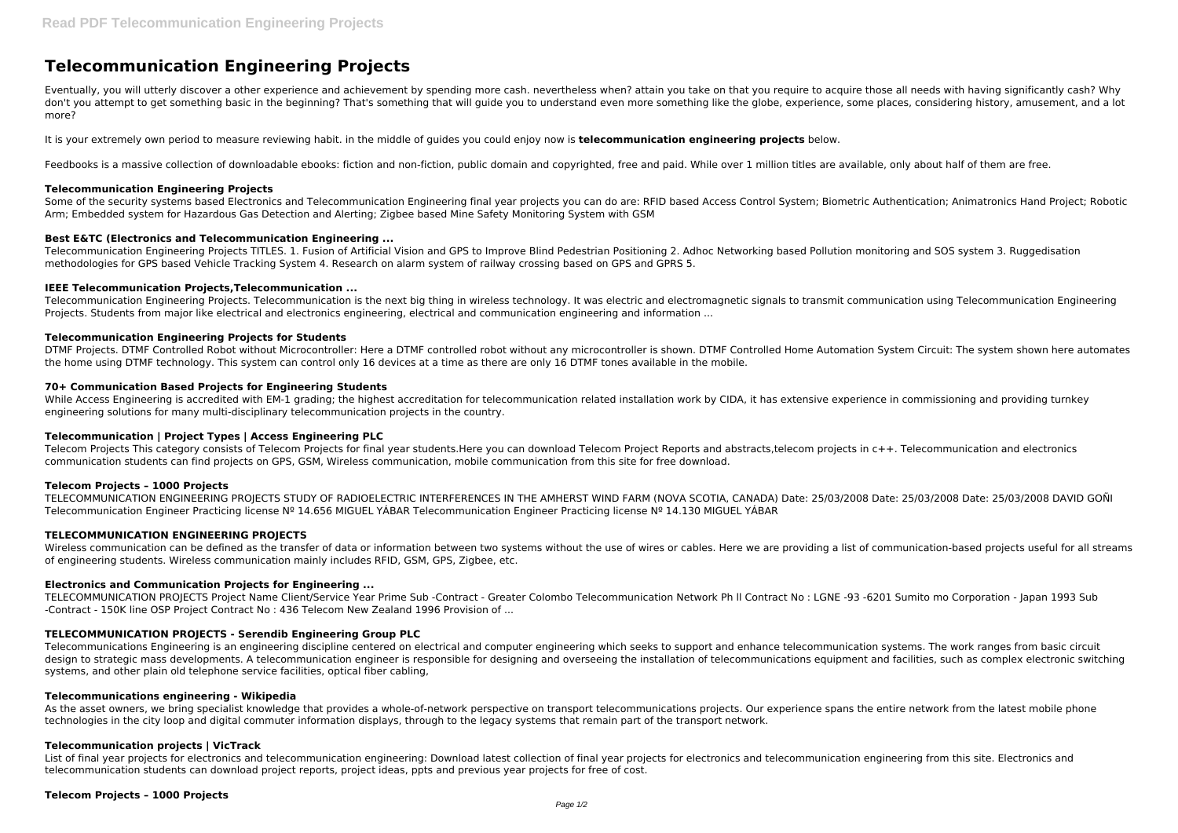# Telecommunication Engineering Projects

Eventually, you will utterly discover a other experience and achievement by spending more cash. nevertheless when? attain you take on that you require to acquire those all needs with having significantly cash? Why don't you attempt to get something basic in the beginning? That's something that will guide you to understand even more something like the globe, experience, some places, considering history, amusement, and a lot more?

It is your extremely own period to measure reviewing habit. in the middle of guides you could enjoy now is **telecommunication engineering projects** below.

Feedbooks is a massive collection of downloadable ebooks: fiction and non-fiction, public domain and copyrighted, free and paid. While over 1 million titles are available, only about half of them are free.

### Telecommunication Engineering Projects

Some of the security systems based Electronics and Telecommunication Engineering final year projects you can do are: RFID based Access Control System; Biometric Authentication; Animatronics Hand Project; Robotic Arm; Embedded system for Hazardous Gas Detection and Alerting; Zigbee based Mine Safety Monitoring System with GSM

### Best E&TC (Electronics and Telecommunication Engineering ...

Telecommunication Engineering Projects TITLES. 1. Fusion of Artificial Vision and GPS to Improve Blind Pedestrian Positioning 2. Adhoc Networking based Pollution monitoring and SOS system 3. Ruggedisation methodologies for GPS based Vehicle Tracking System 4. Research on alarm system of railway crossing based on GPS and GPRS 5.

### IEEE Telecommunication Projects,Telecommunication ...

Telecommunication Engineering Projects. Telecommunication is the next big thing in wireless technology. It was electric and electromagnetic signals to transmit communication using Telecommunication Engineering Projects. Students from major like electrical and electronics engineering, electrical and communication engineering and information ...

### Telecommunication Engineering Projects for Students

DTMF Projects. DTMF Controlled Robot without Microcontroller: Here a DTMF controlled robot without any microcontroller is shown. DTMF Controlled Home Automation System Circuit: The system shown here automates the home using DTMF technology. This system can control only 16 devices at a time as there are only 16 DTMF tones available in the mobile.

### 70+ Communication Based Projects for Engineering Students

While Access Engineering is accredited with EM-1 grading; the highest accreditation for telecommunication related installation work by CIDA, it has extensive experience in commissioning and providing turnkey engineering solutions for many multi-disciplinary telecommunication projects in the country.

### Telecommunication | Project Types | Access Engineering PLC

Telecom Projects This category consists of Telecom Projects for final year students.Here you can download Telecom Project Reports and abstracts,telecom projects in c++. Telecommunication and electronics communication students can find projects on GPS, GSM, Wireless communication, mobile communication from this site for free download.

### Telecom Projects – 1000 Projects

TELECOMMUNICATION ENGINEERING PROJECTS STUDY OF RADIOELECTRIC INTERFERENCES IN THE AMHERST WIND FARM (NOVA SCOTIA, CANADA) Date: 25/03/2008 Date: 25/03/2008 Date: 25/03/2008 DAVID GOÑI Telecommunication Engineer Practicing license Nº 14.656 MIGUEL YÁBAR Telecommunication Engineer Practicing license Nº 14.130 MIGUEL YÁBAR

### TELECOMMUNICATION ENGINEERING PROJECTS

Wireless communication can be defined as the transfer of data or information between two systems without the use of wires or cables. Here we are providing a list of communication-based projects useful for all streams of engineering students. Wireless communication mainly includes RFID, GSM, GPS, Zigbee, etc.

### Electronics and Communication Projects for Engineering ...

TELECOMMUNICATION PROJECTS Project Name Client/Service Year Prime Sub -Contract - Greater Colombo Telecommunication Network Ph ll Contract No : LGNE -93 -6201 Sumito mo Corporation - Japan 1993 Sub -Contract - 150K line OSP Project Contract No : 436 Telecom New Zealand 1996 Provision of ...

### TELECOMMUNICATION PROJECTS - Serendib Engineering Group PLC

Telecommunications Engineering is an engineering discipline centered on electrical and computer engineering which seeks to support and enhance telecommunication systems. The work ranges from basic circuit design to strategic mass developments. A telecommunication engineer is responsible for designing and overseeing the installation of telecommunications equipment and facilities, such as complex electronic switching systems, and other plain old telephone service facilities, optical fiber cabling,

### Telecommunications engineering - Wikipedia

As the asset owners, we bring specialist knowledge that provides a whole-of-network perspective on transport telecommunications projects. Our experience spans the entire network from the latest mobile phone technologies in the city loop and digital commuter information displays, through to the legacy systems that remain part of the transport network.

### Telecommunication projects | VicTrack

List of final year projects for electronics and telecommunication engineering: Download latest collection of final year projects for electronics and telecommunication engineering from this site. Electronics and telecommunication students can download project reports, project ideas, ppts and previous year projects for free of cost.

### Telecom Projects – 1000 Projects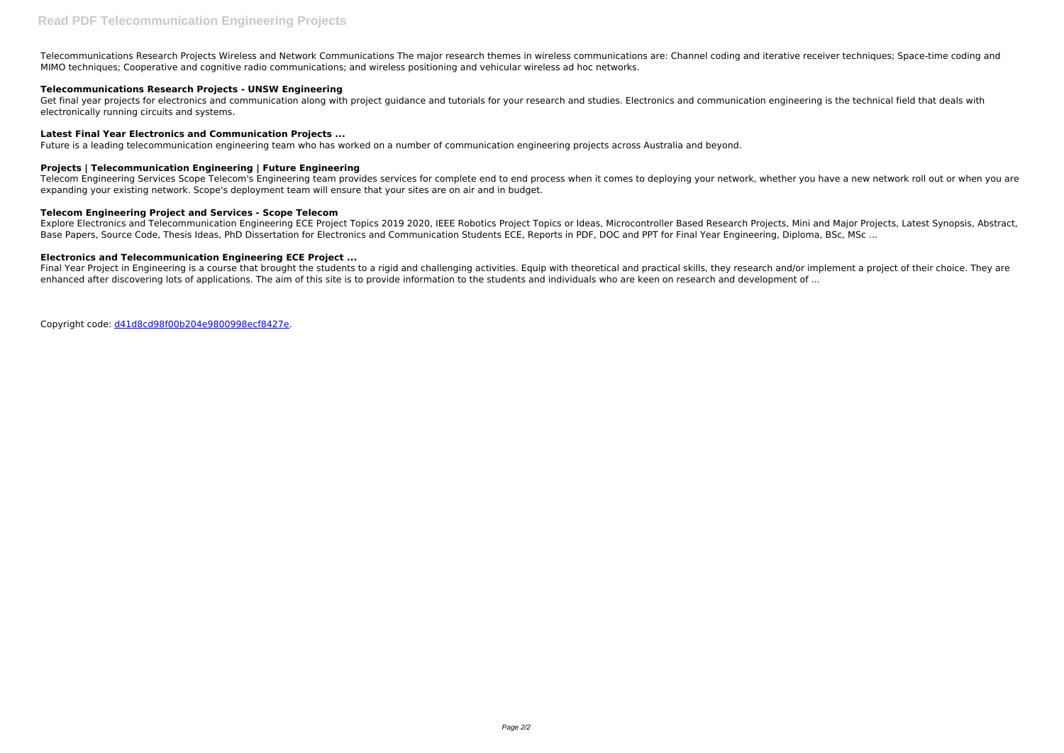Telecommunications Research Projects Wireless and Network Communications The major research themes in wireless communications are: Channel coding and iterative receiver techniques; Space-time coding and MIMO techniques; Cooperative and cognitive radio communications; and wireless positioning and vehicular wireless ad hoc networks.

**Telecommunications Research Projects - UNSW Engineering**

Get final year projects for electronics and communication along with project guidance and tutorials for your research and studies. Electronics and communication engineering is the technical field that deals with electronically running circuits and systems.

**Latest Final Year Electronics and Communication Projects ...**

Future is a leading telecommunication engineering team who has worked on a number of communication engineering projects across Australia and beyond.

**Projects | Telecommunication Engineering | Future Engineering**

Telecom Engineering Services Scope Telecom's Engineering team provides services for complete end to end process when it comes to deploying your network, whether you have a new network roll out or when you are expanding your existing network. Scope's deployment team will ensure that your sites are on air and in budget.

**Telecom Engineering Project and Services - Scope Telecom**

Explore Electronics and Telecommunication Engineering ECE Project Topics 2019 2020, IEEE Robotics Project Topics or Ideas, Microcontroller Based Research Projects, Mini and Major Projects, Latest Synopsis, Abstract, Base Papers, Source Code, Thesis Ideas, PhD Dissertation for Electronics and Communication Students ECE, Reports in PDF, DOC and PPT for Final Year Engineering, Diploma, BSc, MSc ...

**Electronics and Telecommunication Engineering ECE Project ...**

Final Year Project in Engineering is a course that brought the students to a rigid and challenging activities. Equip with theoretical and practical skills, they research and/or implement a project of their choice. They are enhanced after discovering lots of applications. The aim of this site is to provide information to the students and individuals who are keen on research and development of ...

Copyright code: d41d8cd98f00b204e9800998ecf8427e.